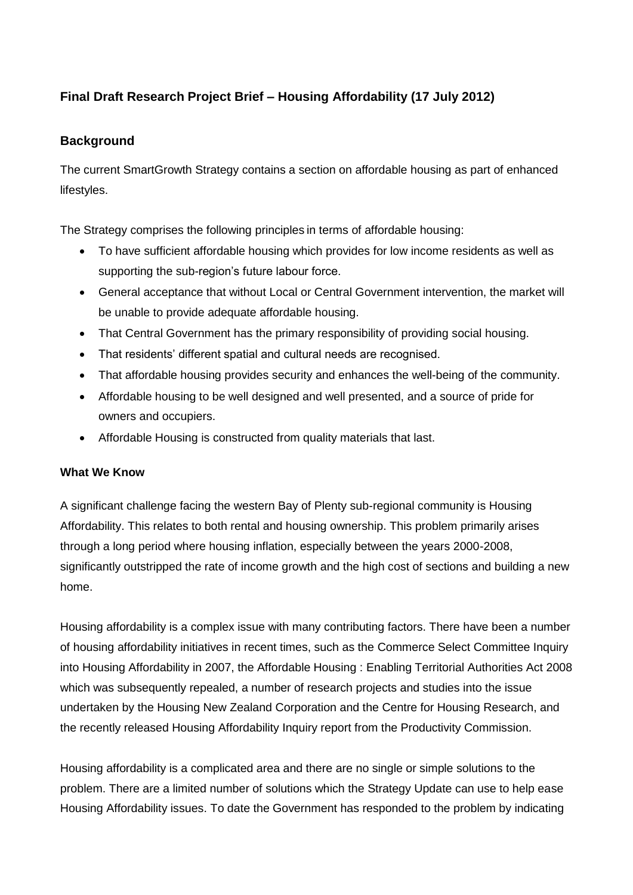## Final Draft Research Project Brief – Housing Affordability (17 July 2012)

## Background

The current SmartGrowth Strategy contains a section on affordable housing as part of enhanced lifestyles.

The Strategy comprises the following principles in terms of affordable housing:

- To have sufficient affordable housing which provides for low income residents as well as supporting the sub-region's future labour force.
- General acceptance that without Local or Central Government intervention, the market will be unable to provide adequate affordable housing.
- That Central Government has the primary responsibility of providing social housing.
- That residents' different spatial and cultural needs are recognised.
- That affordable housing provides security and enhances the well-being of the community.
- Affordable housing to be well designed and well presented, and a source of pride for owners and occupiers.
- Affordable Housing is constructed from quality materials that last.

**What We Know**

A significant challenge facing the western Bay of Plenty sub-regional community is Housing Affordability. This relates to both rental and housing ownership. This problem primarily arises through a long period where housing inflation, especially between the years 2000-2008, significantly outstripped the rate of income growth and the high cost of sections and building a new home.

Housing affordability is a complex issue with many contributing factors. There have been a number of housing affordability initiatives in recent times, such as the Commerce Select Committee Inquiry into Housing Affordability in 2007, the Affordable Housing : Enabling Territorial Authorities Act 2008 which was subsequently repealed, a number of research projects and studies into the issue undertaken by the Housing New Zealand Corporation and the Centre for Housing Research, and the recently released Housing Affordability Inquiry report from the Productivity Commission.

Housing affordability is a complicated area and there are no single or simple solutions to the problem. There are a limited number of solutions which the Strategy Update can use to help ease Housing Affordability issues. To date the Government has responded to the problem by indicating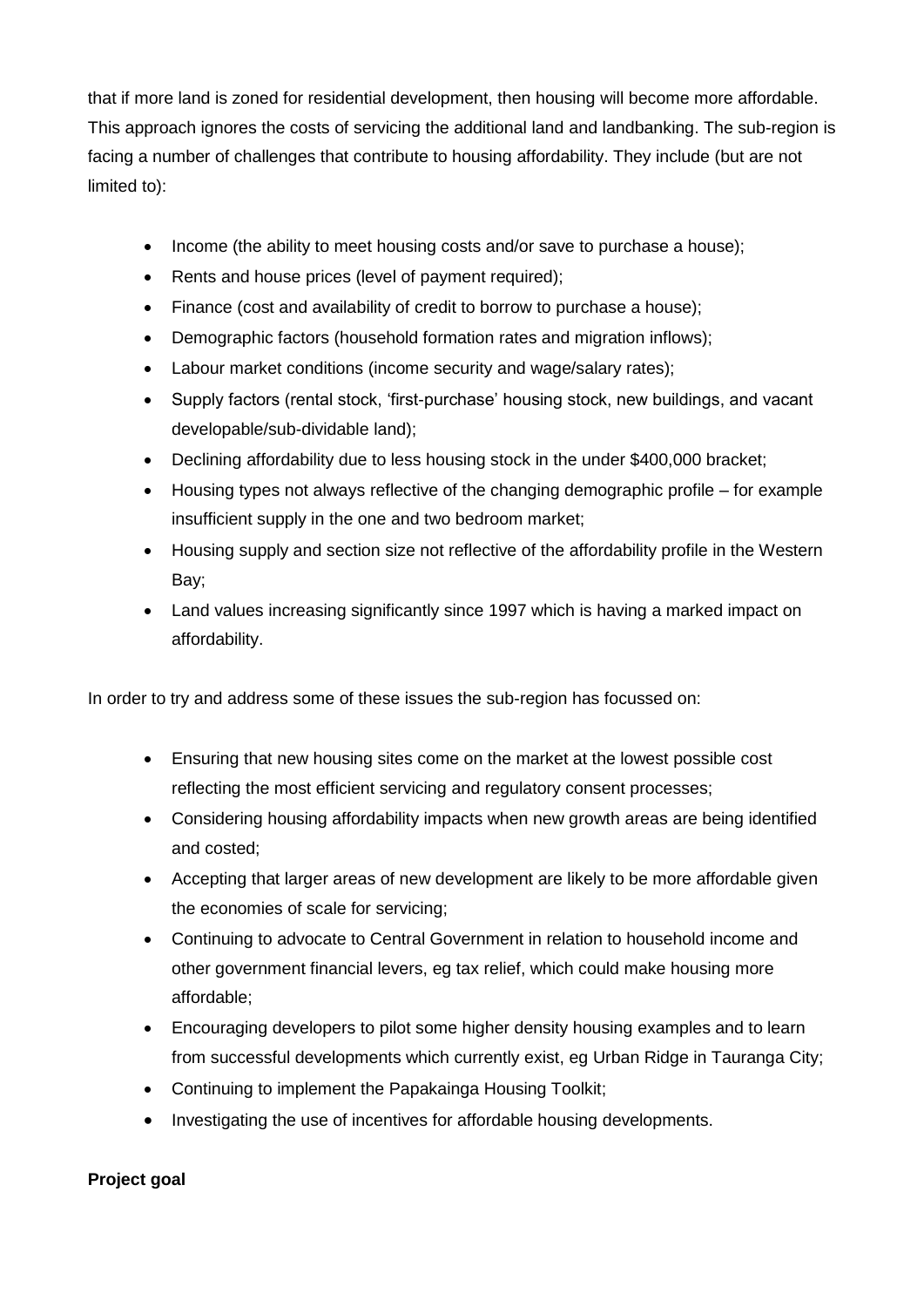that if more land is zoned for residential development, then housing will become more affordable. This approach ignores the costs of servicing the additional land and landbanking. The sub-region is facing a number of challenges that contribute to housing affordability. They include (but are not limited to):

- Income (the ability to meet housing costs and/or save to purchase a house);
- Rents and house prices (level of payment required);
- Finance (cost and availability of credit to borrow to purchase a house);
- Demographic factors (household formation rates and migration inflows);
- Labour market conditions (income security and wage/salary rates);
- Supply factors (rental stock, 'first-purchase' housing stock, new buildings, and vacant developable/sub-dividable land);
- Declining affordability due to less housing stock in the under $400,000 bracket;
- Housing types not always reflective of the changing demographic profile – for example insufficient supply in the one and two bedroom market;
- Housing supply and section size not reflective of the affordability profile in the Western Bay;
- Land values increasing significantly since 1997 which is having a marked impact on affordability.

In order to try and address some of these issues the sub-region has focussed on:

- Ensuring that new housing sites come on the market at the lowest possible cost reflecting the most efficient servicing and regulatory consent processes;
- Considering housing affordability impacts when new growth areas are being identified and costed;
- Accepting that larger areas of new development are likely to be more affordable given the economies of scale for servicing;
- Continuing to advocate to Central Government in relation to household income and other government financial levers, eg tax relief, which could make housing more affordable;
- Encouraging developers to pilot some higher density housing examples and to learn from successful developments which currently exist, eg Urban Ridge in Tauranga City;
- Continuing to implement the Papakainga Housing Toolkit;
- Investigating the use of incentives for affordable housing developments.

**Project goal**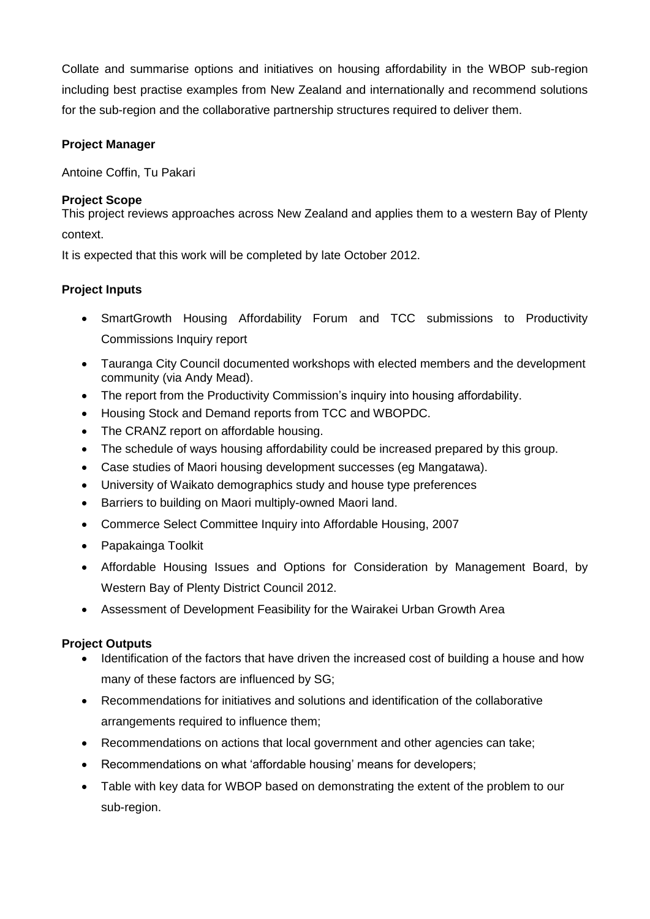Collate and summarise options and initiatives on housing affordability in the WBOP sub-region including best practise examples from New Zealand and internationally and recommend solutions for the sub-region and the collaborative partnership structures required to deliver them.

**Project Manager**

Antoine Coffin, Tu Pakari

**Project Scope**

This project reviews approaches across New Zealand and applies them to a western Bay of Plenty context.

It is expected that this work will be completed by late October 2012.

**Project Inputs**

- SmartGrowth Housing Affordability Forum and TCC submissions to Productivity Commissions Inquiry report
- Tauranga City Council documented workshops with elected members and the development community (via Andy Mead).
- The report from the Productivity Commission's inquiry into housing affordability.
- Housing Stock and Demand reports from TCC and WBOPDC.
- The CRANZ report on affordable housing.
- The schedule of ways housing affordability could be increased prepared by this group.
- Case studies of Maori housing development successes (eg Mangatawa).
- University of Waikato demographics study and house type preferences
- Barriers to building on Maori multiply-owned Maori land.
- Commerce Select Committee Inquiry into Affordable Housing, 2007
- Papakainga Toolkit
- Affordable Housing Issues and Options for Consideration by Management Board, by Western Bay of Plenty District Council 2012.
- Assessment of Development Feasibility for the Wairakei Urban Growth Area

**Project Outputs**

- Identification of the factors that have driven the increased cost of building a house and how many of these factors are influenced by SG;
- Recommendations for initiatives and solutions and identification of the collaborative arrangements required to influence them;
- Recommendations on actions that local government and other agencies can take;
- Recommendations on what 'affordable housing' means for developers;
- Table with key data for WBOP based on demonstrating the extent of the problem to our sub-region.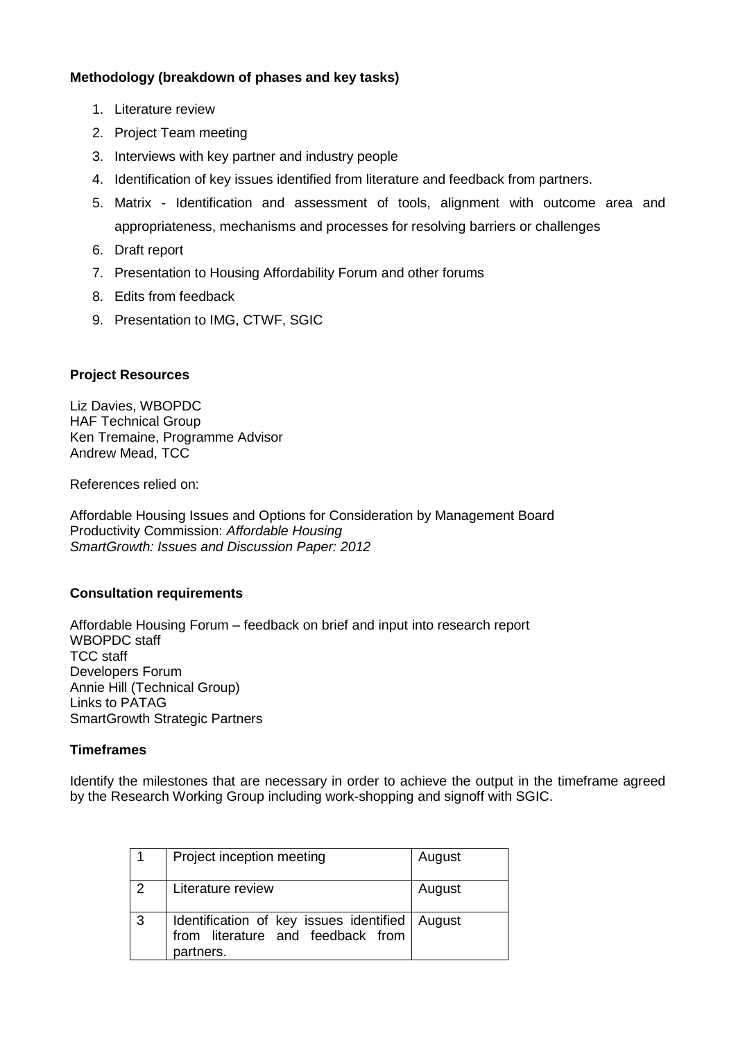**Methodology (breakdown of phases and key tasks)**

1. Literature review
2. Project Team meeting
3. Interviews with key partner and industry people
4. Identification of key issues identified from literature and feedback from partners.
5. Matrix - Identification and assessment of tools, alignment with outcome area and appropriateness, mechanisms and processes for resolving barriers or challenges
6. Draft report
7. Presentation to Housing Affordability Forum and other forums
8. Edits from feedback
9. Presentation to IMG, CTWF, SGIC

**Project Resources**

Liz Davies, WBOPDC
HAF Technical Group
Ken Tremaine, Programme Advisor
Andrew Mead, TCC

References relied on:

Affordable Housing Issues and Options for Consideration by Management Board
Productivity Commission: *Affordable Housing*
*SmartGrowth: Issues and Discussion Paper: 2012*

**Consultation requirements**

Affordable Housing Forum – feedback on brief and input into research report
WBOPDC staff
TCC staff
Developers Forum
Annie Hill (Technical Group)
Links to PATAG
SmartGrowth Strategic Partners

**Timeframes**

Identify the milestones that are necessary in order to achieve the output in the timeframe agreed by the Research Working Group including work-shopping and signoff with SGIC.

| | | |
|---|---|---|
| 1 | Project inception meeting | August |
| 2 | Literature review | August |
| 3 | Identification of key issues identified from literature and feedback from partners. | August |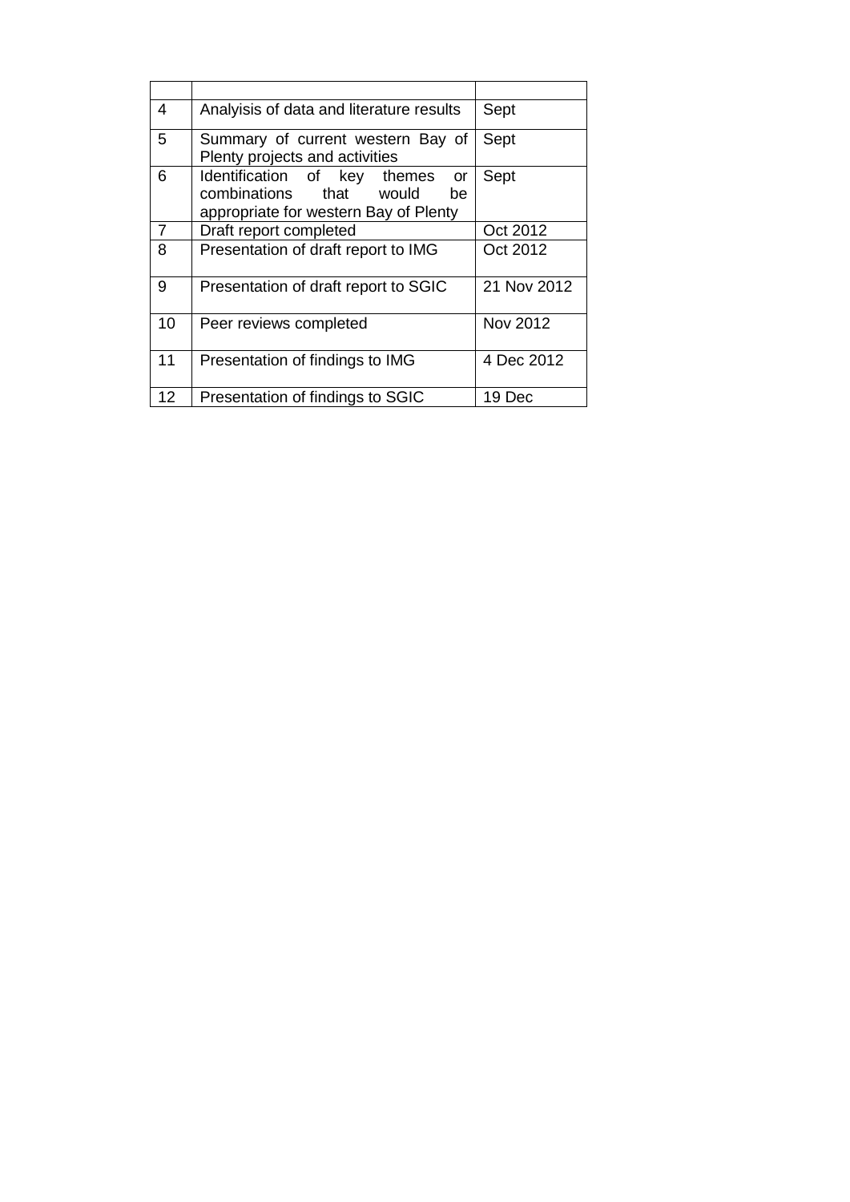| | | |
|---|---|---|
| 4 | Analyisis of data and literature results | Sept |
| 5 | Summary of current western Bay of Plenty projects and activities | Sept |
| 6 | Identification of key themes or combinations that would be appropriate for western Bay of Plenty | Sept |
| 7 | Draft report completed | Oct 2012 |
| 8 | Presentation of draft report to IMG | Oct 2012 |
| 9 | Presentation of draft report to SGIC | 21 Nov 2012 |
| 10 | Peer reviews completed | Nov 2012 |
| 11 | Presentation of findings to IMG | 4 Dec 2012 |
| 12 | Presentation of findings to SGIC | 19 Dec |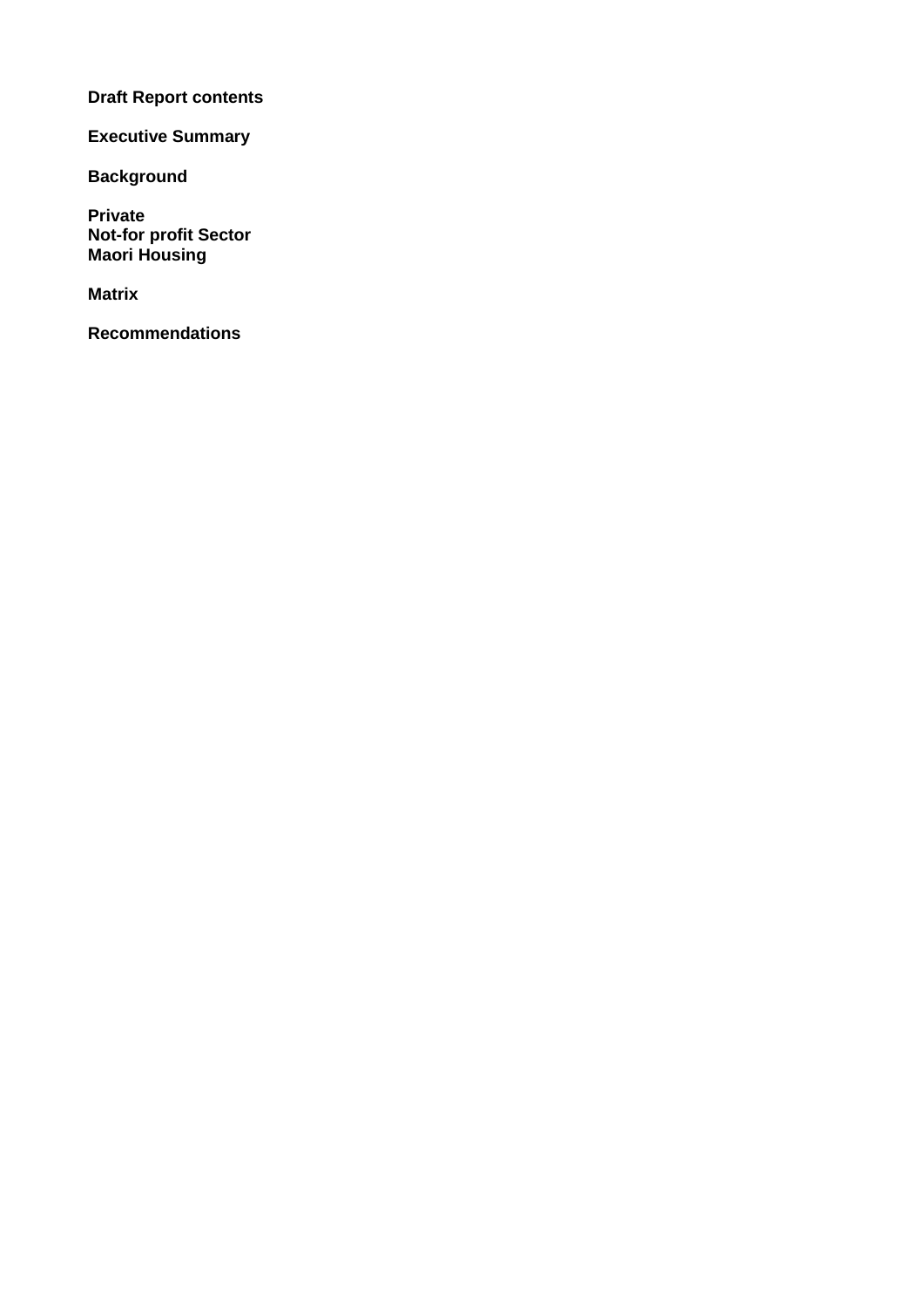**Draft Report contents**

**Executive Summary**

**Background**

**Private**
**Not-for profit Sector**
**Maori Housing**

**Matrix**

**Recommendations**